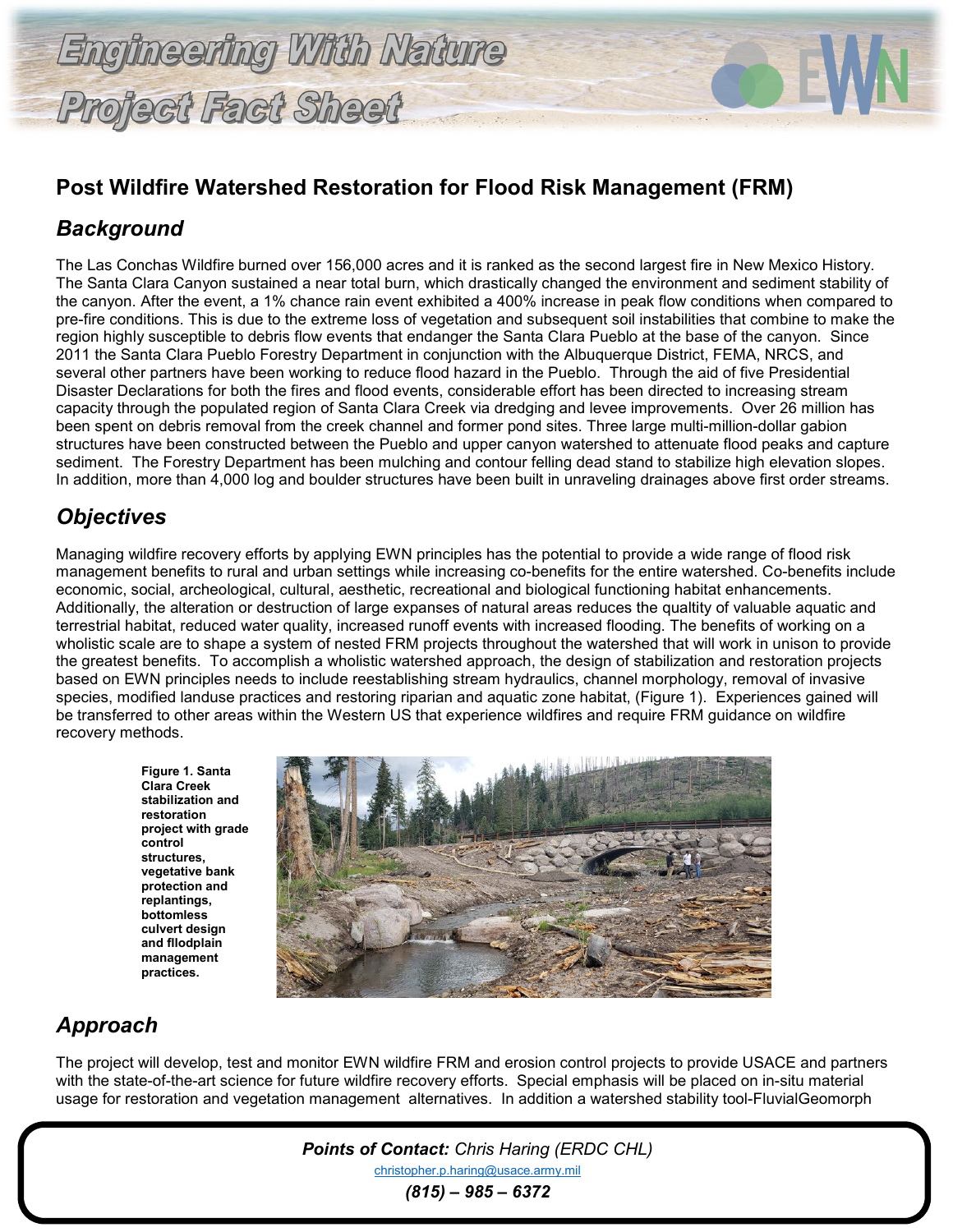# Engineering With Nature Project Fact Sheet

## Post Wildfire Watershed Restoration for Flood Risk Management (FRM)

### Background

The Las Conchas Wildfire burned over 156,000 acres and it is ranked as the second largest fire in New Mexico History. The Santa Clara Canyon sustained a near total burn, which drastically changed the environment and sediment stability of the canyon. After the event, a 1% chance rain event exhibited a 400% increase in peak flow conditions when compared to pre-fire conditions. This is due to the extreme loss of vegetation and subsequent soil instabilities that combine to make the region highly susceptible to debris flow events that endanger the Santa Clara Pueblo at the base of the canyon. Since 2011 the Santa Clara Pueblo Forestry Department in conjunction with the Albuquerque District, FEMA, NRCS, and several other partners have been working to reduce flood hazard in the Pueblo. Through the aid of five Presidential Disaster Declarations for both the fires and flood events, considerable effort has been directed to increasing stream capacity through the populated region of Santa Clara Creek via dredging and levee improvements. Over 26 million has been spent on debris removal from the creek channel and former pond sites. Three large multi-million-dollar gabion structures have been constructed between the Pueblo and upper canyon watershed to attenuate flood peaks and capture sediment. The Forestry Department has been mulching and contour felling dead stand to stabilize high elevation slopes. In addition, more than 4,000 log and boulder structures have been built in unraveling drainages above first order streams.

### Objectives

Managing wildfire recovery efforts by applying EWN principles has the potential to provide a wide range of flood risk management benefits to rural and urban settings while increasing co-benefits for the entire watershed. Co-benefits include economic, social, archeological, cultural, aesthetic, recreational and biological functioning habitat enhancements. Additionally, the alteration or destruction of large expanses of natural areas reduces the qualtity of valuable aquatic and terrestrial habitat, reduced water quality, increased runoff events with increased flooding. The benefits of working on a wholistic scale are to shape a system of nested FRM projects throughout the watershed that will work in unison to provide the greatest benefits. To accomplish a wholistic watershed approach, the design of stabilization and restoration projects based on EWN principles needs to include reestablishing stream hydraulics, channel morphology, removal of invasive species, modified landuse practices and restoring riparian and aquatic zone habitat, (Figure 1). Experiences gained will be transferred to other areas within the Western US that experience wildfires and require FRM guidance on wildfire recovery methods.

**Figure 1. Santa Clara Creek stabilization and restoration project with grade control structures, vegetative bank protection and replantings, bottomless culvert design and fllodplain management practices.**

### Approach

The project will develop, test and monitor EWN wildfire FRM and erosion control projects to provide USACE and partners with the state-of-the-art science for future wildfire recovery efforts. Special emphasis will be placed on in-situ material usage for restoration and vegetation management alternatives. In addition a watershed stability tool-FluvialGeomorph

***Points of Contact:*** *Chris Haring (ERDC CHL)*

christopher.p.haring@usace.army.mil

***(815) – 985 – 6372***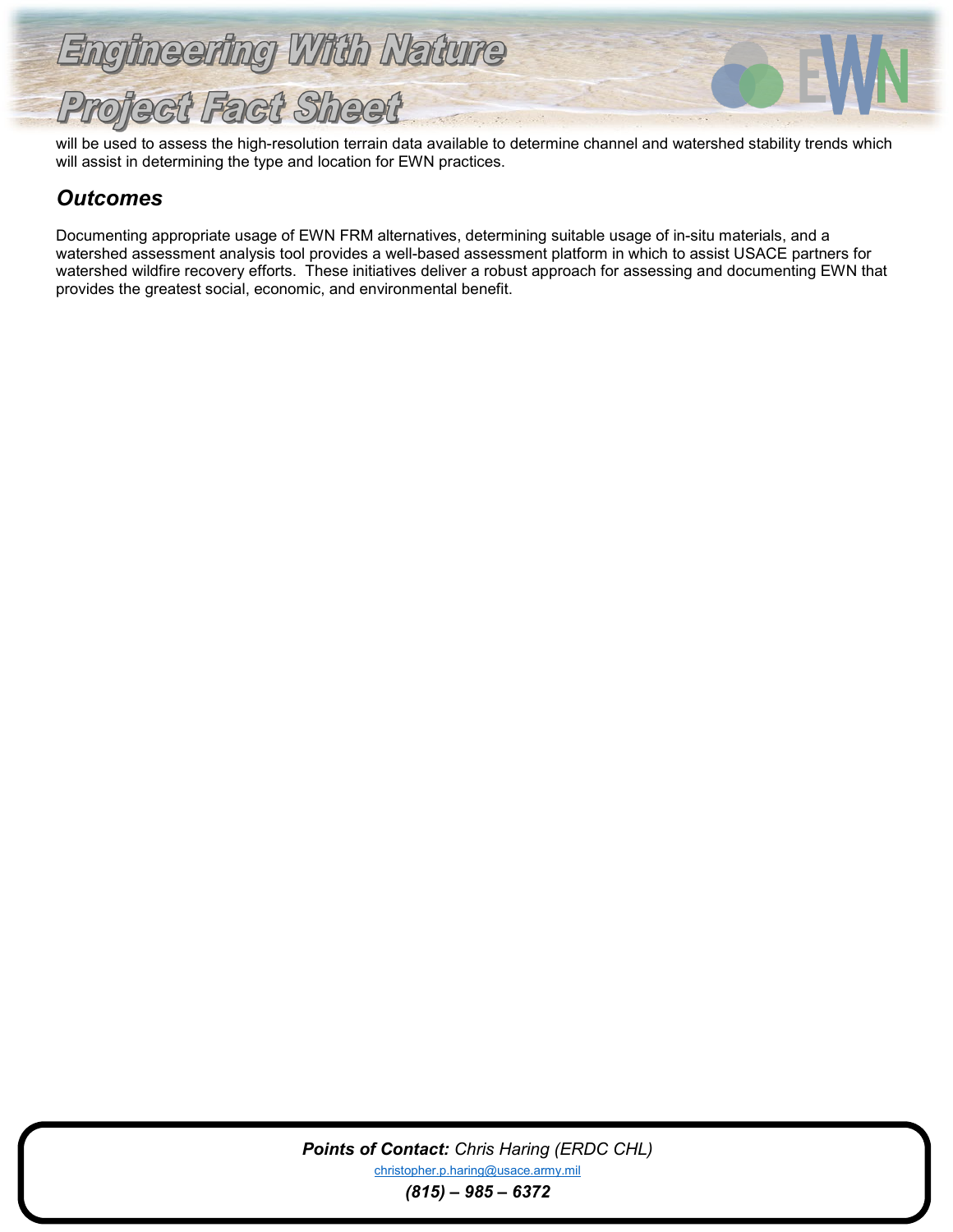will be used to assess the high-resolution terrain data available to determine channel and watershed stability trends which will assist in determining the type and location for EWN practices.

## *Outcomes*

Documenting appropriate usage of EWN FRM alternatives, determining suitable usage of in-situ materials, and a watershed assessment analysis tool provides a well-based assessment platform in which to assist USACE partners for watershed wildfire recovery efforts. These initiatives deliver a robust approach for assessing and documenting EWN that provides the greatest social, economic, and environmental benefit.

***Points of Contact:*** *Chris Haring (ERDC CHL)*

christopher.p.haring@usace.army.mil

***(815) – 985 – 6372***